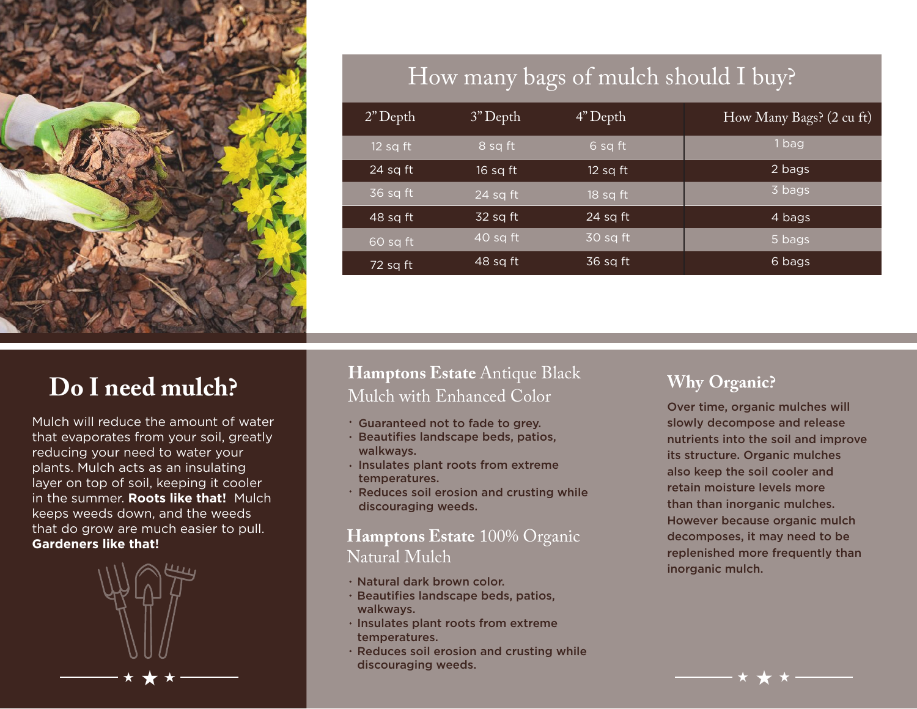## How many bags of mulch should I buy?

| 2" Depth | 3" Depth | 4" Depth | How Many Bags? (2 cu ft) |
|---|---|---|---|
| 12 sq ft | 8 sq ft | 6 sq ft | 1 bag |
| 24 sq ft | 16 sq ft | 12 sq ft | 2 bags |
| 36 sq ft | 24 sq ft | 18 sq ft | 3 bags |
| 48 sq ft | 32 sq ft | 24 sq ft | 4 bags |
| 60 sq ft | 40 sq ft | 30 sq ft | 5 bags |
| 72 sq ft | 48 sq ft | 36 sq ft | 6 bags |

## Do I need mulch?

Mulch will reduce the amount of water that evaporates from your soil, greatly reducing your need to water your plants. Mulch acts as an insulating layer on top of soil, keeping it cooler in the summer. **Roots like that!** Mulch keeps weeds down, and the weeds that do grow are much easier to pull. **Gardeners like that!**

### **Hamptons Estate** Antique Black Mulch with Enhanced Color

- Guaranteed not to fade to grey.
- Beautifies landscape beds, patios, walkways.
- Insulates plant roots from extreme temperatures.
- Reduces soil erosion and crusting while discouraging weeds.

### **Hamptons Estate** 100% Organic Natural Mulch

- Natural dark brown color.
- Beautifies landscape beds, patios, walkways.
- Insulates plant roots from extreme temperatures.
- Reduces soil erosion and crusting while discouraging weeds.

### Why Organic?

Over time, organic mulches will slowly decompose and release nutrients into the soil and improve its structure. Organic mulches also keep the soil cooler and retain moisture levels more than than inorganic mulches. However because organic mulch decomposes, it may need to be replenished more frequently than inorganic mulch.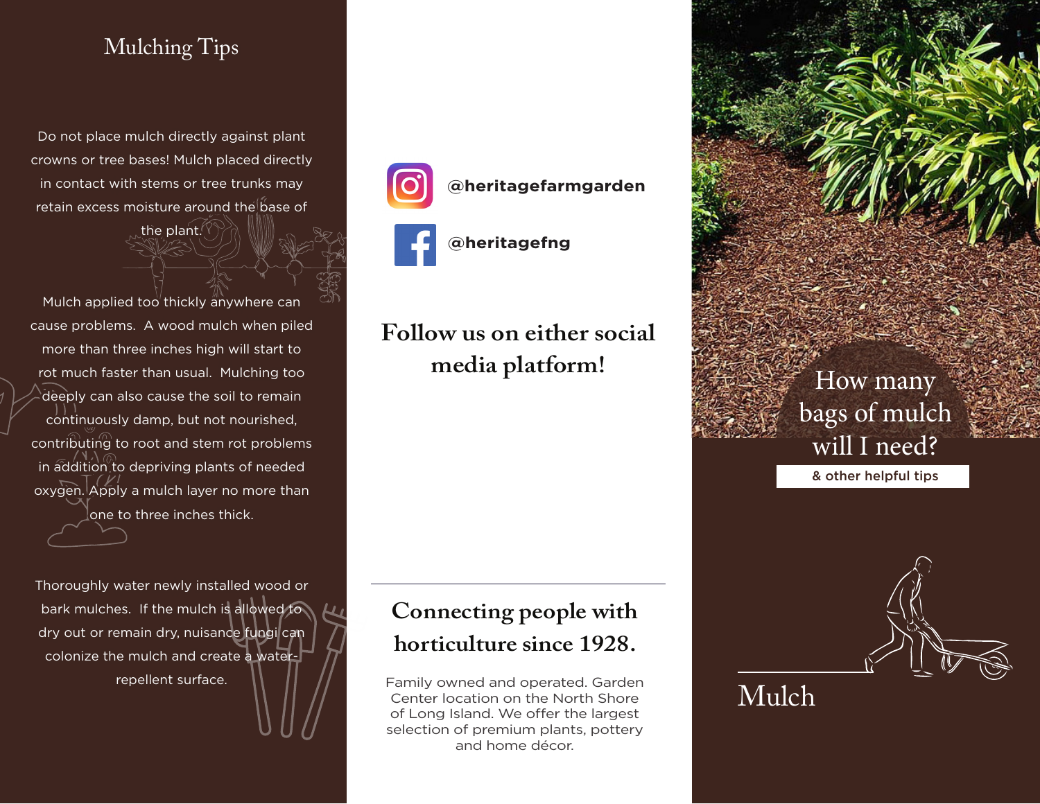## Mulching Tips

Do not place mulch directly against plant crowns or tree bases! Mulch placed directly in contact with stems or tree trunks may retain excess moisture around the base of the plant.

Mulch applied too thickly anywhere can cause problems. A wood mulch when piled more than three inches high will start to rot much faster than usual. Mulching too deeply can also cause the soil to remain continuously damp, but not nourished, contributing to root and stem rot problems in addition to depriving plants of needed oxygen. Apply a mulch layer no more than one to three inches thick.

Thoroughly water newly installed wood or bark mulches. If the mulch is allowed to dry out or remain dry, nuisance fungi can colonize the mulch and create a water-repellent surface.

**@heritagefarmgarden**

**@heritagefng**

**Follow us on either social media platform!**

---

**Connecting people with horticulture since 1928.**

Family owned and operated. Garden Center location on the North Shore of Long Island. We offer the largest selection of premium plants, pottery and home décor.

## How many bags of mulch will I need?

& other helpful tips

# Mulch